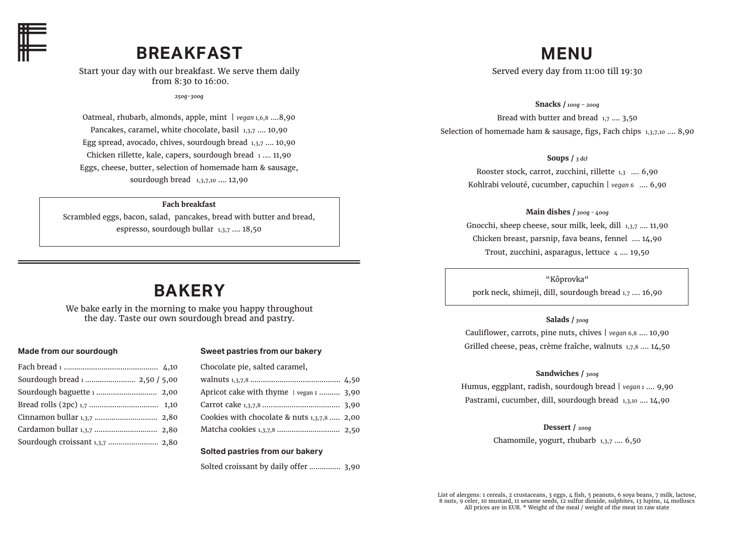# BREAKFAST

Start your day with our breakfast. We serve them daily from 8:30 to 16:00.

*250g–300g*

Oatmeal, rhubarb, almonds, apple, mint | *vegan* 1,6,8 ....8,90

Pancakes, caramel, white chocolate, basil 1,3,7 .... 10,90

Egg spread, avocado, chives, sourdough bread 1,3,7 .... 10,90

Chicken rillette, kale, capers, sourdough bread 1 .... 11,90

Eggs, cheese, butter, selection of homemade ham & sausage, sourdough bread 1,3,7,10 .... 12,90

**Fach breakfast**

Scrambled eggs, bacon, salad, pancakes, bread with butter and bread, espresso, sourdough bullar 1,3,7 .... 18,50

# BAKERY

We bake early in the morning to make you happy throughout the day. Taste our own sourdough bread and pastry.

### Made from our sourdough

Fach bread 1 .......... 4,10
Sourdough bread 1 .......... 2,50 / 5,00
Sourdough baguette 1 .......... 2,00
Bread rolls (2pc) 1,7 .......... 1,10
Cinnamon bullar 1,3,7 .......... 2,80
Cardamon bullar 1,3,7 .......... 2,80
Sourdough croissant 1,3,7 .......... 2,80

### Sweet pastries from our bakery

Chocolate pie, salted caramel, walnuts 1,3,7,8 .......... 4,50
Apricot cake with thyme | vegan 1 .......... 3,90
Carrot cake 1,3,7,8 .......... 3,90
Cookies with chocolate & nuts 1,3,7,8 .......... 2,00
Matcha cookies 1,3,7,8 .......... 2,50

### Solted pastries from our bakery

Solted croissant by daily offer .......... 3,90

# MENU

Served every day from 11:00 till 19:30

**Snacks /** *100g – 200g*

Bread with butter and bread 1,7 .... 3,50

Selection of homemade ham & sausage, figs, Fach chips 1,3,7,10 .... 8,90

**Soups /** *3 dcl*

Rooster stock, carrot, zucchini, rillette 1,3 .... 6,90

Kohlrabi velouté, cucumber, capuchin | *vegan* 6 .... 6,90

**Main dishes /** *300g – 400g*

Gnocchi, sheep cheese, sour milk, leek, dill 1,3,7 .... 11,90

Chicken breast, parsnip, fava beans, fennel .... 14,90

Trout, zucchini, asparagus, lettuce 4 .... 19,50

"Kôprovka"

pork neck, shimeji, dill, sourdough bread 1,7 .... 16,90

**Salads /** *300g*

Cauliflower, carrots, pine nuts, chives | *vegan* 6,8 .... 10,90

Grilled cheese, peas, crème fraîche, walnuts 1,7,8 .... 14,50

**Sandwiches /** *300g*

Humus, eggplant, radish, sourdough bread | *vegan* 1 .... 9,90

Pastrami, cucumber, dill, sourdough bread 1,3,10 .... 14,90

**Dessert /** *200g*

Chamomile, yogurt, rhubarb 1,3,7 .... 6,50

List of alergens: 1 cereals, 2 crustaceans, 3 eggs, 4 fish, 5 peanuts, 6 soya beans, 7 milk, lactose, 8 nuts, 9 celer, 10 mustard, 11 sesame seeds, 12 sulfur dioxide, sulphites, 13 lupins, 14 molluscs
All prices are in EUR. * Weight of the meal / weight of the meat in raw state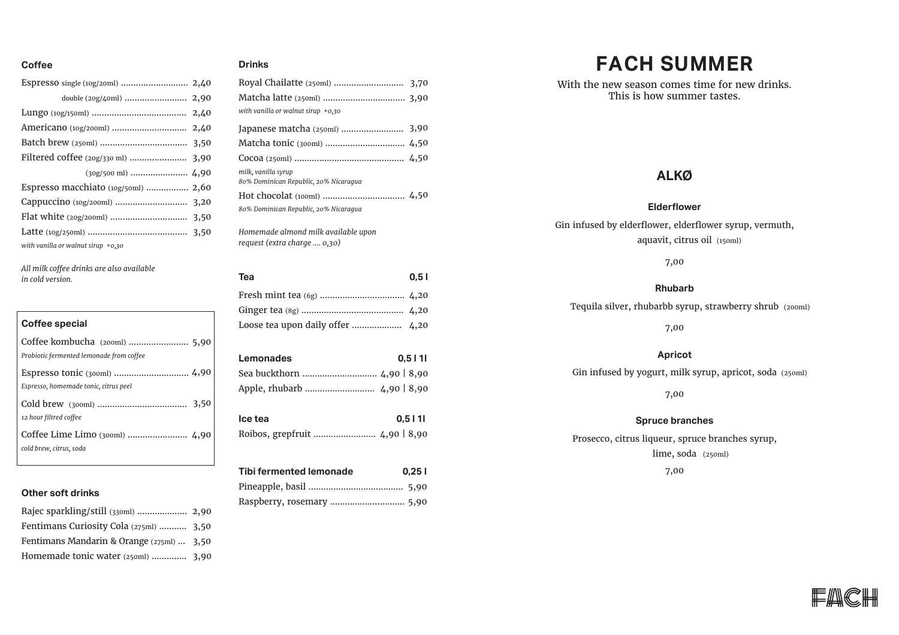## Coffee

Espresso single (10g/20ml) .......................... 2,40
double (20g/40ml) ........................ 2,90
Lungo (10g/150ml) ..................................... 2,40
Americano (10g/200ml) ............................. 2,40
Batch brew (250ml) .................................. 3,50
Filtered coffee (20g/330 ml) ....................... 3,90
(30g/500 ml) ....................... 4,90
Espresso macchiato (10g/50ml) ................. 2,60
Cappuccino (10g/200ml) ............................ 3,20
Flat white (20g/200ml) .............................. 3,50
Latte (10g/250ml) ....................................... 3,50
*with vanilla or walnut sirup +0,30*

*All milk coffee drinks are also available in cold version.*

## Coffee special

Coffee kombucha (200ml) ........................ 5,90
*Probiotic fermented lemonade from coffee*

Espresso tonic (300ml) ............................. 4,90
*Espresso, homemade tonic, citrus peel*

Cold brew (300ml) .................................. 3,50
*12 hour filtred coffee*

Coffee Lime Limo (300ml) ........................ 4,90
*cold brew, citrus, soda*

## Other soft drinks

Rajec sparkling/still (330ml) .................... 2,90
Fentimans Curiosity Cola (275ml) ........... 3,50
Fentimans Mandarin & Orange (275ml) ... 3,50
Homemade tonic water (250ml) ............. 3,90

## Drinks

Royal Chailatte (250ml) ........................... 3,70
Matcha latte (250ml) ................................ 3,90
*with vanilla or walnut sirup +0,30*

Japanese matcha (250ml) ......................... 3,90
Matcha tonic (300ml) ............................... 4,50
Cocoa (250ml) .......................................... 4,50
*milk, vanilla syrup*
*80% Dominican Republic, 20% Nicaragua*

Hot chocolat (100ml) ................................ 4,50
*80% Dominican Republic, 20% Nicaragua*

*Homemade almond milk available upon request (extra charge .... 0,30)*

## Tea — 0,5 l

Fresh mint tea (6g) ................................. 4,20
Ginger tea (8g) ........................................ 4,20
Loose tea upon daily offer .................... 4,20

## Lemonades — 0,5 l 1l

Sea buckthorn ............................. 4,90 | 8,90
Apple, rhubarb ........................... 4,90 | 8,90

## Ice tea — 0,5 l 1l

Roibos, grepfruit ......................... 4,90 | 8,90

## Tibi fermented lemonade — 0,25 l

Pineapple, basil ..................................... 5,90
Raspberry, rosemary ............................. 5,90

# FACH SUMMER

With the new season comes time for new drinks.
This is how summer tastes.

## ALKØ

### Elderflower

Gin infused by elderflower, elderflower syrup, vermuth, aquavit, citrus oil (150ml)

7,00

### Rhubarb

Tequila silver, rhubarbb syrup, strawberry shrub (200ml)

7,00

### Apricot

Gin infused by yogurt, milk syrup, apricot, soda (250ml)

7,00

### Spruce branches

Prosecco, citrus liqueur, spruce branches syrup, lime, soda (250ml)

7,00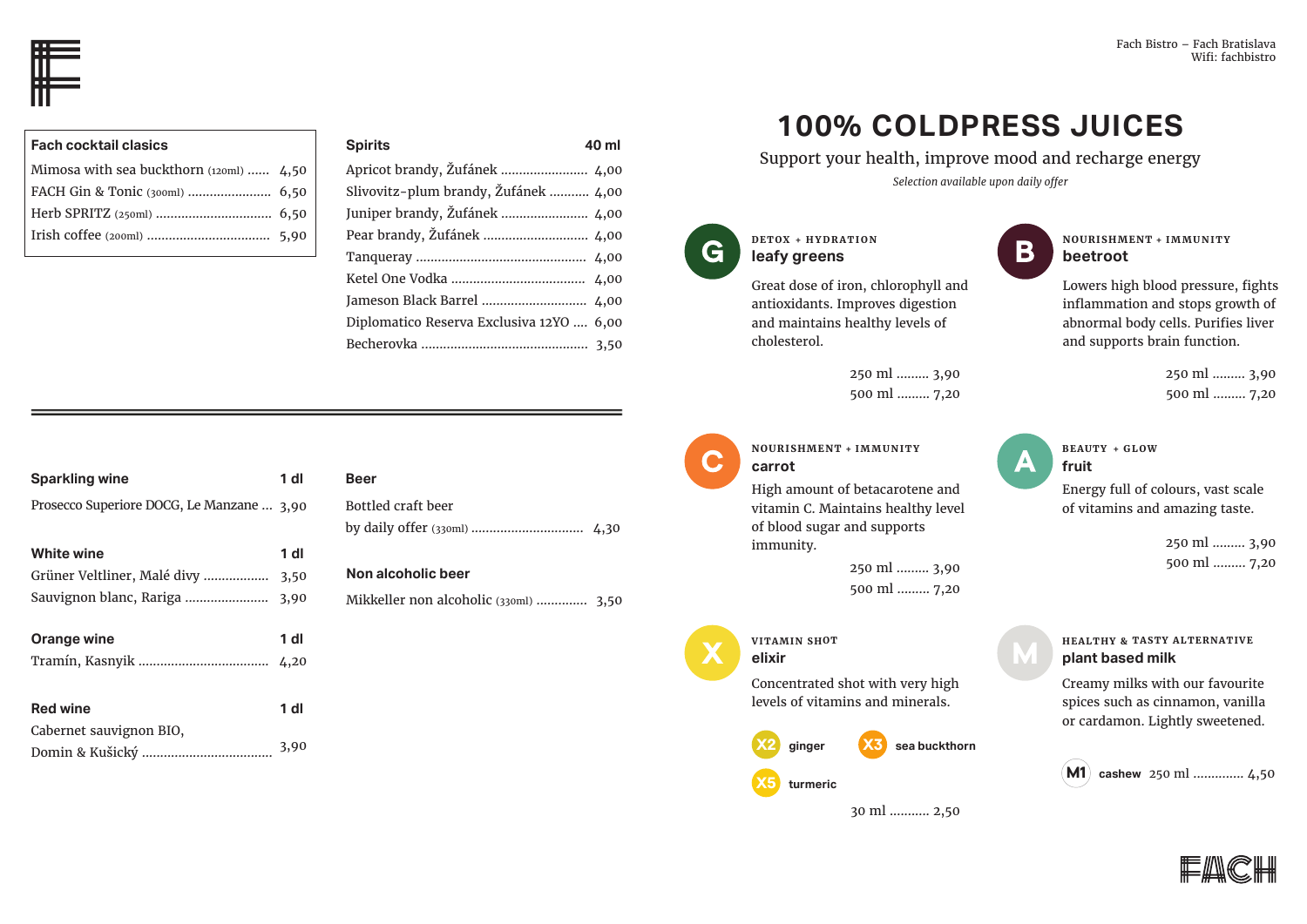Fach Bistro – Fach Bratislava
Wifi: fachbistro

## Fach cocktail clasics

| | |
|---|---|
| Mimosa with sea buckthorn (120ml) | 4,50 |
| FACH Gin & Tonic (300ml) | 6,50 |
| Herb SPRITZ (250ml) | 6,50 |
| Irish coffee (200ml) | 5,90 |

## Spirits

| | 40 ml |
|---|---|
| Apricot brandy, Žufánek | 4,00 |
| Slivovitz-plum brandy, Žufánek | 4,00 |
| Juniper brandy, Žufánek | 4,00 |
| Pear brandy, Žufánek | 4,00 |
| Tanqueray | 4,00 |
| Ketel One Vodka | 4,00 |
| Jameson Black Barrel | 4,00 |
| Diplomatico Reserva Exclusiva 12YO | 6,00 |
| Becherovka | 3,50 |

## Sparkling wine

| | 1 dl |
|---|---|
| Prosecco Superiore DOCG, Le Manzane | 3,90 |

## White wine

| | 1 dl |
|---|---|
| Grüner Veltliner, Malé divy | 3,50 |
| Sauvignon blanc, Rariga | 3,90 |

## Orange wine

| | 1 dl |
|---|---|
| Tramín, Kasnyik | 4,20 |

## Red wine

| | 1 dl |
|---|---|
| Cabernet sauvignon BIO, Domin & Kušický | 3,90 |

## Beer

| | |
|---|---|
| Bottled craft beer by daily offer (330ml) | 4,30 |

## Non alcoholic beer

| | |
|---|---|
| Mikkeller non alcoholic (330ml) | 3,50 |

# 100% COLDPRESS JUICES

Support your health, improve mood and recharge energy

*Selection available upon daily offer*

### G — DETOX + HYDRATION
**leafy greens**

Great dose of iron, chlorophyll and antioxidants. Improves digestion and maintains healthy levels of cholesterol.

250 ml ......... 3,90
500 ml ......... 7,20

### B — NOURISHMENT + IMMUNITY
**beetroot**

Lowers high blood pressure, fights inflammation and stops growth of abnormal body cells. Purifies liver and supports brain function.

250 ml ......... 3,90
500 ml ......... 7,20

### C — NOURISHMENT + IMMUNITY
**carrot**

High amount of betacarotene and vitamin C. Maintains healthy level of blood sugar and supports immunity.

250 ml ......... 3,90
500 ml ......... 7,20

### A — BEAUTY + GLOW
**fruit**

Energy full of colours, vast scale of vitamins and amazing taste.

250 ml ......... 3,90
500 ml ......... 7,20

### X — VITAMIN SHOT
**elixir**

Concentrated shot with very high levels of vitamins and minerals.

X2 ginger
X3 sea buckthorn
X5 turmeric

30 ml ........... 2,50

### M — HEALTHY & TASTY ALTERNATIVE
**plant based milk**

Creamy milks with our favourite spices such as cinnamon, vanilla or cardamon. Lightly sweetened.

M1 cashew 250 ml ............. 4,50